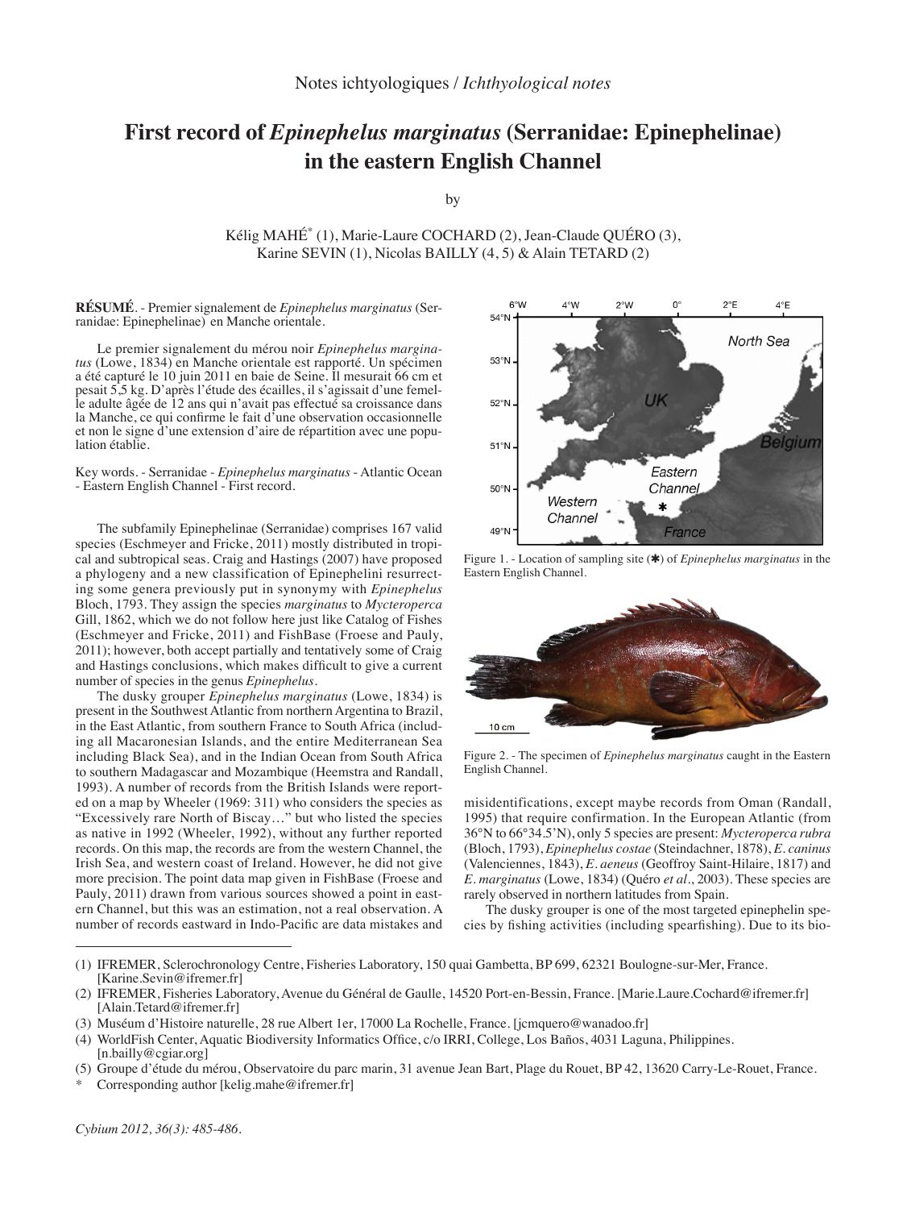Notes ichtyologiques / *Ichthyological notes*

# First record of *Epinephelus marginatus* (Serranidae: Epinephelinae) in the eastern English Channel

by

Kélig MAHÉ* (1), Marie-Laure COCHARD (2), Jean-Claude QUÉRO (3), Karine SEVIN (1), Nicolas BAILLY (4, 5) & Alain TETARD (2)

**RÉSUMÉ**. - Premier signalement de *Epinephelus marginatus* (Serranidae: Epinephelinae) en Manche orientale.

Le premier signalement du mérou noir *Epinephelus marginatus* (Lowe, 1834) en Manche orientale est rapporté. Un spécimen a été capturé le 10 juin 2011 en baie de Seine. Il mesurait 66 cm et pesait 5,5 kg. D'après l'étude des écailles, il s'agissait d'une femelle adulte âgée de 12 ans qui n'avait pas effectué sa croissance dans la Manche, ce qui confirme le fait d'une observation occasionnelle et non le signe d'une extension d'aire de répartition avec une population établie.

Key words. - Serranidae - *Epinephelus marginatus* - Atlantic Ocean - Eastern English Channel - First record.

The subfamily Epinephelinae (Serranidae) comprises 167 valid species (Eschmeyer and Fricke, 2011) mostly distributed in tropical and subtropical seas. Craig and Hastings (2007) have proposed a phylogeny and a new classification of Epinephelini resurrecting some genera previously put in synonymy with *Epinephelus* Bloch, 1793. They assign the species *marginatus* to *Mycteroperca* Gill, 1862, which we do not follow here just like Catalog of Fishes (Eschmeyer and Fricke, 2011) and FishBase (Froese and Pauly, 2011); however, both accept partially and tentatively some of Craig and Hastings conclusions, which makes difficult to give a current number of species in the genus *Epinephelus*.

The dusky grouper *Epinephelus marginatus* (Lowe, 1834) is present in the Southwest Atlantic from northern Argentina to Brazil, in the East Atlantic, from southern France to South Africa (including all Macaronesian Islands, and the entire Mediterranean Sea including Black Sea), and in the Indian Ocean from South Africa to southern Madagascar and Mozambique (Heemstra and Randall, 1993). A number of records from the British Islands were reported on a map by Wheeler (1969: 311) who considers the species as "Excessively rare North of Biscay…" but who listed the species as native in 1992 (Wheeler, 1992), without any further reported records. On this map, the records are from the western Channel, the Irish Sea, and western coast of Ireland. However, he did not give more precision. The point data map given in FishBase (Froese and Pauly, 2011) drawn from various sources showed a point in eastern Channel, but this was an estimation, not a real observation. A number of records eastward in Indo-Pacific are data mistakes and misidentifications, except maybe records from Oman (Randall, 1995) that require confirmation. In the European Atlantic (from 36°N to 66°34.5'N), only 5 species are present: *Mycteroperca rubra* (Bloch, 1793), *Epinephelus costae* (Steindachner, 1878), *E. caninus* (Valenciennes, 1843), *E. aeneus* (Geoffroy Saint-Hilaire, 1817) and *E. marginatus* (Lowe, 1834) (Quéro *et al*., 2003). These species are rarely observed in northern latitudes from Spain.

The dusky grouper is one of the most targeted epinephelin species by fishing activities (including spearfishing). Due to its bio-

Figure 1. - Location of sampling site (✱) of *Epinephelus marginatus* in the Eastern English Channel.

Figure 2. - The specimen of *Epinephelus marginatus* caught in the Eastern English Channel.

(1) IFREMER, Sclerochronology Centre, Fisheries Laboratory, 150 quai Gambetta, BP 699, 62321 Boulogne-sur-Mer, France. [Karine.Sevin@ifremer.fr]

(2) IFREMER, Fisheries Laboratory, Avenue du Général de Gaulle, 14520 Port-en-Bessin, France. [Marie.Laure.Cochard@ifremer.fr] [Alain.Tetard@ifremer.fr]

(3) Muséum d'Histoire naturelle, 28 rue Albert 1er, 17000 La Rochelle, France. [jcmquero@wanadoo.fr]

(4) WorldFish Center, Aquatic Biodiversity Informatics Office, c/o IRRI, College, Los Baños, 4031 Laguna, Philippines. [n.bailly@cgiar.org]

(5) Groupe d'étude du mérou, Observatoire du parc marin, 31 avenue Jean Bart, Plage du Rouet, BP 42, 13620 Carry-Le-Rouet, France.

\* Corresponding author [kelig.mahe@ifremer.fr]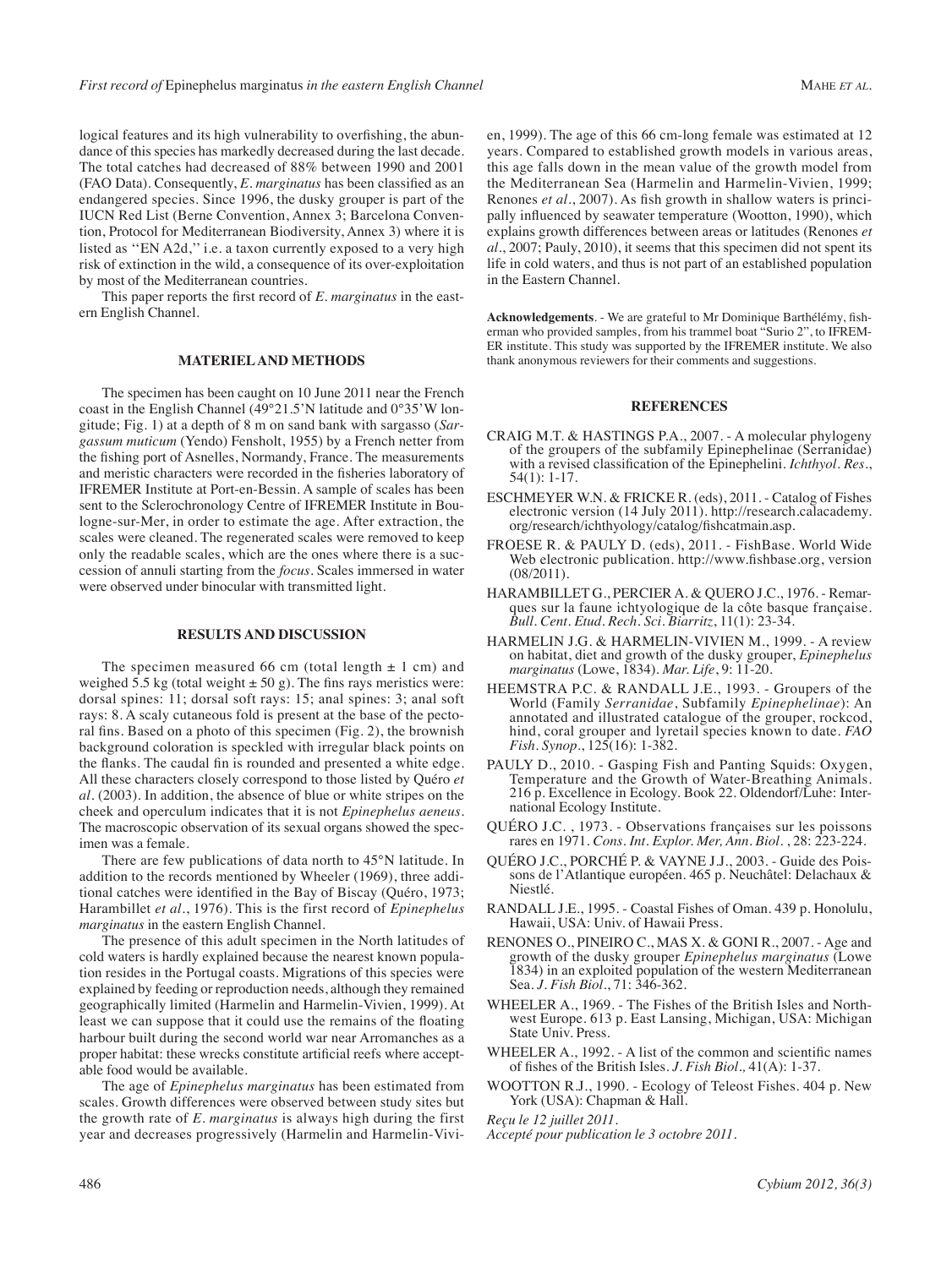logical features and its high vulnerability to overfishing, the abundance of this species has markedly decreased during the last decade. The total catches had decreased of 88% between 1990 and 2001 (FAO Data). Consequently, *E. marginatus* has been classified as an endangered species. Since 1996, the dusky grouper is part of the IUCN Red List (Berne Convention, Annex 3; Barcelona Convention, Protocol for Mediterranean Biodiversity, Annex 3) where it is listed as ''EN A2d,'' i.e. a taxon currently exposed to a very high risk of extinction in the wild, a consequence of its over-exploitation by most of the Mediterranean countries.

This paper reports the first record of *E. marginatus* in the eastern English Channel.

## MATERIEL AND METHODS

The specimen has been caught on 10 June 2011 near the French coast in the English Channel (49°21.5'N latitude and 0°35'W longitude; Fig. 1) at a depth of 8 m on sand bank with sargasso (*Sargassum muticum* (Yendo) Fensholt, 1955) by a French netter from the fishing port of Asnelles, Normandy, France. The measurements and meristic characters were recorded in the fisheries laboratory of IFREMER Institute at Port-en-Bessin. A sample of scales has been sent to the Sclerochronology Centre of IFREMER Institute in Boulogne-sur-Mer, in order to estimate the age. After extraction, the scales were cleaned. The regenerated scales were removed to keep only the readable scales, which are the ones where there is a succession of annuli starting from the *focus*. Scales immersed in water were observed under binocular with transmitted light.

## RESULTS AND DISCUSSION

The specimen measured 66 cm (total length ± 1 cm) and weighed 5.5 kg (total weight ± 50 g). The fins rays meristics were: dorsal spines: 11; dorsal soft rays: 15; anal spines: 3; anal soft rays: 8. A scaly cutaneous fold is present at the base of the pectoral fins. Based on a photo of this specimen (Fig. 2), the brownish background coloration is speckled with irregular black points on the flanks. The caudal fin is rounded and presented a white edge. All these characters closely correspond to those listed by Quéro *et al.* (2003). In addition, the absence of blue or white stripes on the cheek and operculum indicates that it is not *Epinephelus aeneus*. The macroscopic observation of its sexual organs showed the specimen was a female.

There are few publications of data north to 45°N latitude. In addition to the records mentioned by Wheeler (1969), three additional catches were identified in the Bay of Biscay (Quéro, 1973; Harambillet *et al.*, 1976). This is the first record of *Epinephelus marginatus* in the eastern English Channel.

The presence of this adult specimen in the North latitudes of cold waters is hardly explained because the nearest known population resides in the Portugal coasts. Migrations of this species were explained by feeding or reproduction needs, although they remained geographically limited (Harmelin and Harmelin-Vivien, 1999). At least we can suppose that it could use the remains of the floating harbour built during the second world war near Arromanches as a proper habitat: these wrecks constitute artificial reefs where acceptable food would be available.

The age of *Epinephelus marginatus* has been estimated from scales. Growth differences were observed between study sites but the growth rate of *E. marginatus* is always high during the first year and decreases progressively (Harmelin and Harmelin-Vivien, 1999). The age of this 66 cm-long female was estimated at 12 years. Compared to established growth models in various areas, this age falls down in the mean value of the growth model from the Mediterranean Sea (Harmelin and Harmelin-Vivien, 1999; Renones *et al.*, 2007). As fish growth in shallow waters is principally influenced by seawater temperature (Wootton, 1990), which explains growth differences between areas or latitudes (Renones *et al.*, 2007; Pauly, 2010), it seems that this specimen did not spent its life in cold waters, and thus is not part of an established population in the Eastern Channel.

**Acknowledgements**. - We are grateful to Mr Dominique Barthélémy, fisherman who provided samples, from his trammel boat "Surio 2", to IFREMER institute. This study was supported by the IFREMER institute. We also thank anonymous reviewers for their comments and suggestions.

## REFERENCES

CRAIG M.T. & HASTINGS P.A., 2007. - A molecular phylogeny of the groupers of the subfamily Epinephelinae (Serranidae) with a revised classification of the Epinephelini. *Ichthyol. Res.*, 54(1): 1-17.

ESCHMEYER W.N. & FRICKE R. (eds), 2011. - Catalog of Fishes electronic version (14 July 2011). http://research.calacademy.org/research/ichthyology/catalog/fishcatmain.asp.

FROESE R. & PAULY D. (eds), 2011. - FishBase. World Wide Web electronic publication. http://www.fishbase.org, version (08/2011).

HARAMBILLET G., PERCIER A. & QUERO J.C., 1976. - Remarques sur la faune ichtyologique de la côte basque française. *Bull. Cent. Etud. Rech. Sci. Biarritz*, 11(1): 23-34.

HARMELIN J.G. & HARMELIN-VIVIEN M., 1999. - A review on habitat, diet and growth of the dusky grouper, *Epinephelus marginatus* (Lowe, 1834). *Mar. Life*, 9: 11-20.

HEEMSTRA P.C. & RANDALL J.E., 1993. - Groupers of the World (Family *Serranidae*, Subfamily *Epinephelinae*): An annotated and illustrated catalogue of the grouper, rockcod, hind, coral grouper and lyretail species known to date. *FAO Fish. Synop.*, 125(16): 1-382.

PAULY D., 2010. - Gasping Fish and Panting Squids: Oxygen, Temperature and the Growth of Water-Breathing Animals. 216 p. Excellence in Ecology. Book 22. Oldendorf/Luhe: International Ecology Institute.

QUÉRO J.C. , 1973. - Observations françaises sur les poissons rares en 1971. *Cons. Int. Explor. Mer, Ann. Biol.* , 28: 223-224.

QUÉRO J.C., PORCHÉ P. & VAYNE J.J., 2003. - Guide des Poissons de l'Atlantique européen. 465 p. Neuchâtel: Delachaux & Niestlé.

RANDALL J.E., 1995. - Coastal Fishes of Oman. 439 p. Honolulu, Hawaii, USA: Univ. of Hawaii Press.

RENONES O., PINEIRO C., MAS X. & GONI R., 2007. - Age and growth of the dusky grouper *Epinephelus marginatus* (Lowe 1834) in an exploited population of the western Mediterranean Sea. *J. Fish Biol.*, 71: 346-362.

WHEELER A., 1969. - The Fishes of the British Isles and Northwest Europe. 613 p. East Lansing, Michigan, USA: Michigan State Univ. Press.

WHEELER A., 1992. - A list of the common and scientific names of fishes of the British Isles. *J. Fish Biol.*, 41(A): 1-37.

WOOTTON R.J., 1990. - Ecology of Teleost Fishes. 404 p. New York (USA): Chapman & Hall.

*Reçu le 12 juillet 2011.*
*Accepté pour publication le 3 octobre 2011.*